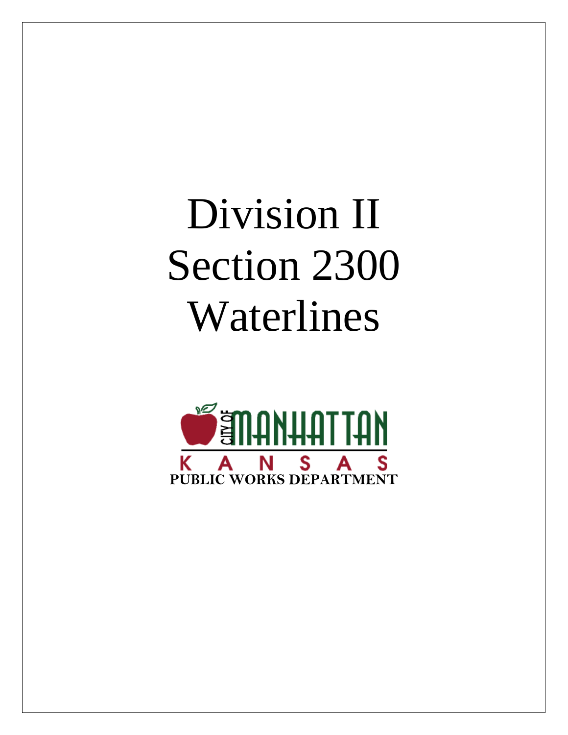# Division II
# Section 2300
# Waterlines

CITY OF MANHATTAN

KANSAS

**PUBLIC WORKS DEPARTMENT**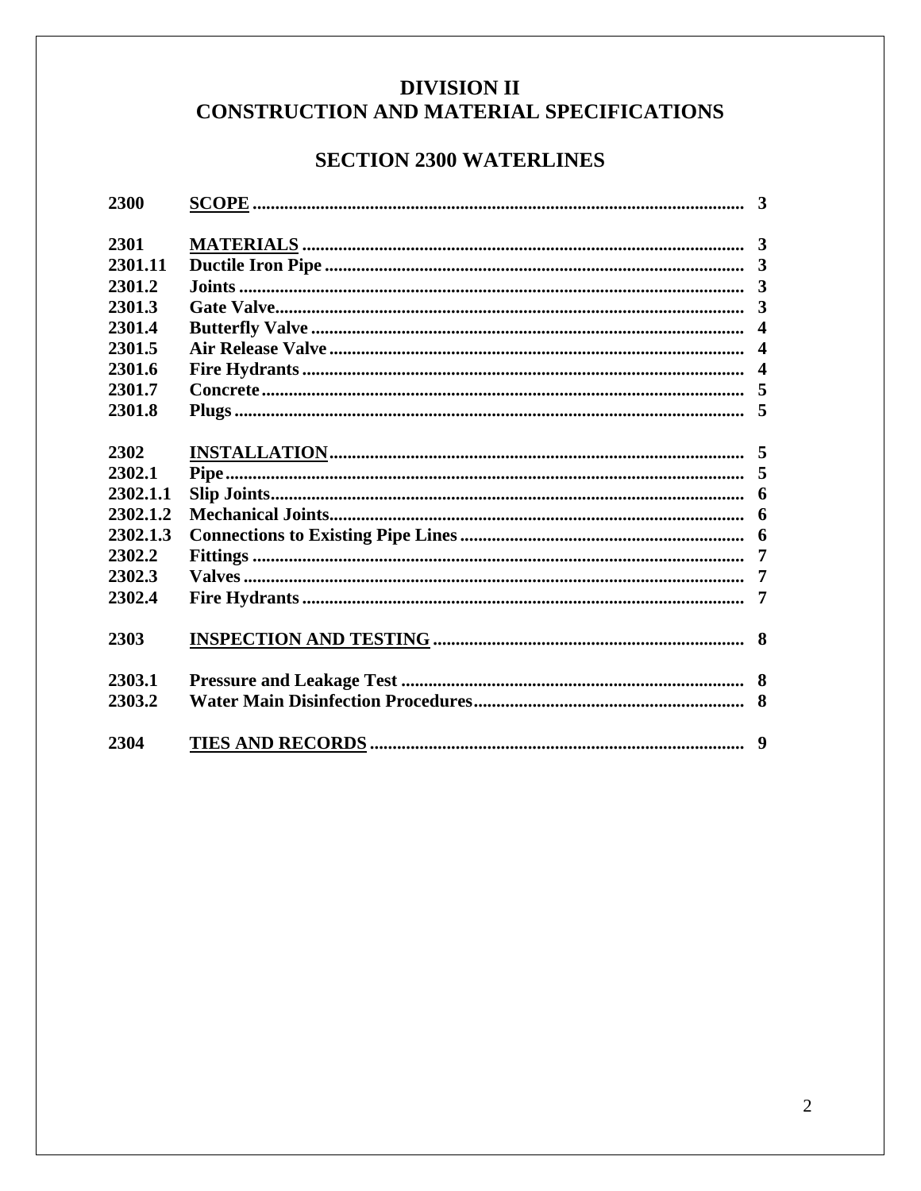# DIVISION II
# CONSTRUCTION AND MATERIAL SPECIFICATIONS

## SECTION 2300 WATERLINES

| | | |
|---|---|---|
| **2300** | **SCOPE** | **3** |
| **2301** | **MATERIALS** | **3** |
| **2301.11** | **Ductile Iron Pipe** | **3** |
| **2301.2** | **Joints** | **3** |
| **2301.3** | **Gate Valve** | **3** |
| **2301.4** | **Butterfly Valve** | **4** |
| **2301.5** | **Air Release Valve** | **4** |
| **2301.6** | **Fire Hydrants** | **4** |
| **2301.7** | **Concrete** | **5** |
| **2301.8** | **Plugs** | **5** |
| **2302** | **INSTALLATION** | **5** |
| **2302.1** | **Pipe** | **5** |
| **2302.1.1** | **Slip Joints** | **6** |
| **2302.1.2** | **Mechanical Joints** | **6** |
| **2302.1.3** | **Connections to Existing Pipe Lines** | **6** |
| **2302.2** | **Fittings** | **7** |
| **2302.3** | **Valves** | **7** |
| **2302.4** | **Fire Hydrants** | **7** |
| **2303** | **INSPECTION AND TESTING** | **8** |
| **2303.1** | **Pressure and Leakage Test** | **8** |
| **2303.2** | **Water Main Disinfection Procedures** | **8** |
| **2304** | **TIES AND RECORDS** | **9** |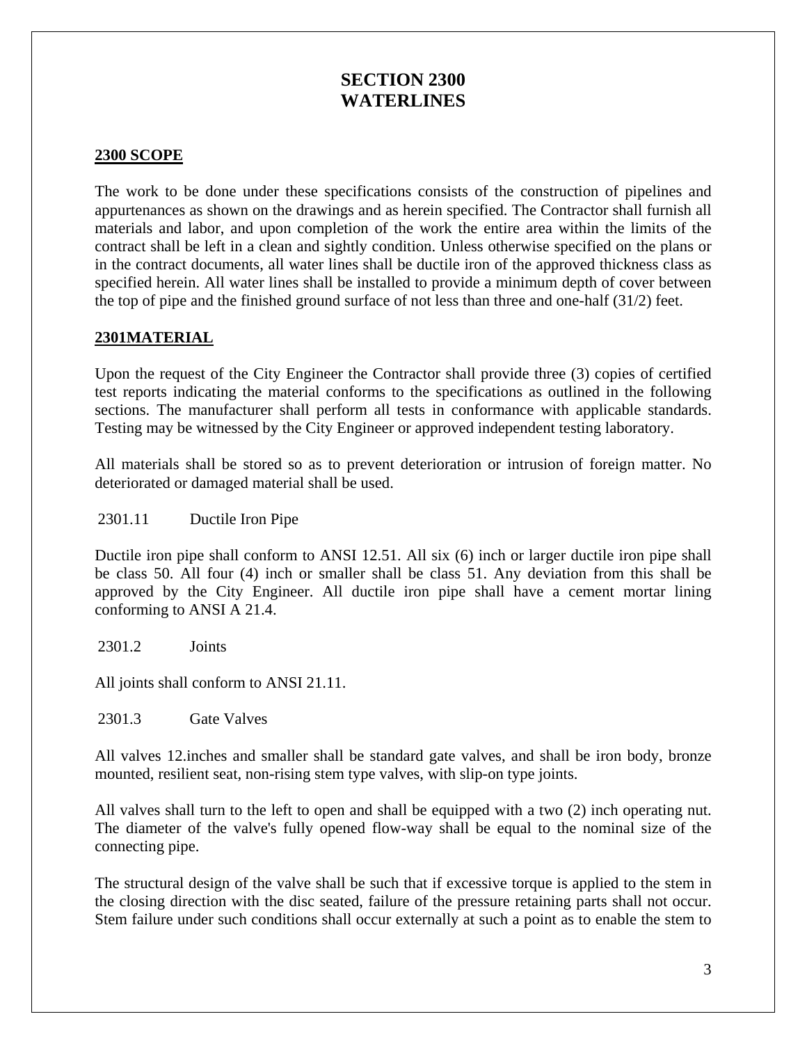# SECTION 2300
# WATERLINES

## 2300 SCOPE

The work to be done under these specifications consists of the construction of pipelines and appurtenances as shown on the drawings and as herein specified. The Contractor shall furnish all materials and labor, and upon completion of the work the entire area within the limits of the contract shall be left in a clean and sightly condition. Unless otherwise specified on the plans or in the contract documents, all water lines shall be ductile iron of the approved thickness class as specified herein. All water lines shall be installed to provide a minimum depth of cover between the top of pipe and the finished ground surface of not less than three and one-half (31/2) feet.

## 2301MATERIAL

Upon the request of the City Engineer the Contractor shall provide three (3) copies of certified test reports indicating the material conforms to the specifications as outlined in the following sections. The manufacturer shall perform all tests in conformance with applicable standards. Testing may be witnessed by the City Engineer or approved independent testing laboratory.

All materials shall be stored so as to prevent deterioration or intrusion of foreign matter. No deteriorated or damaged material shall be used.

2301.11 Ductile Iron Pipe

Ductile iron pipe shall conform to ANSI 12.51. All six (6) inch or larger ductile iron pipe shall be class 50. All four (4) inch or smaller shall be class 51. Any deviation from this shall be approved by the City Engineer. All ductile iron pipe shall have a cement mortar lining conforming to ANSI A 21.4.

2301.2 Joints

All joints shall conform to ANSI 21.11.

2301.3 Gate Valves

All valves 12.inches and smaller shall be standard gate valves, and shall be iron body, bronze mounted, resilient seat, non-rising stem type valves, with slip-on type joints.

All valves shall turn to the left to open and shall be equipped with a two (2) inch operating nut. The diameter of the valve's fully opened flow-way shall be equal to the nominal size of the connecting pipe.

The structural design of the valve shall be such that if excessive torque is applied to the stem in the closing direction with the disc seated, failure of the pressure retaining parts shall not occur. Stem failure under such conditions shall occur externally at such a point as to enable the stem to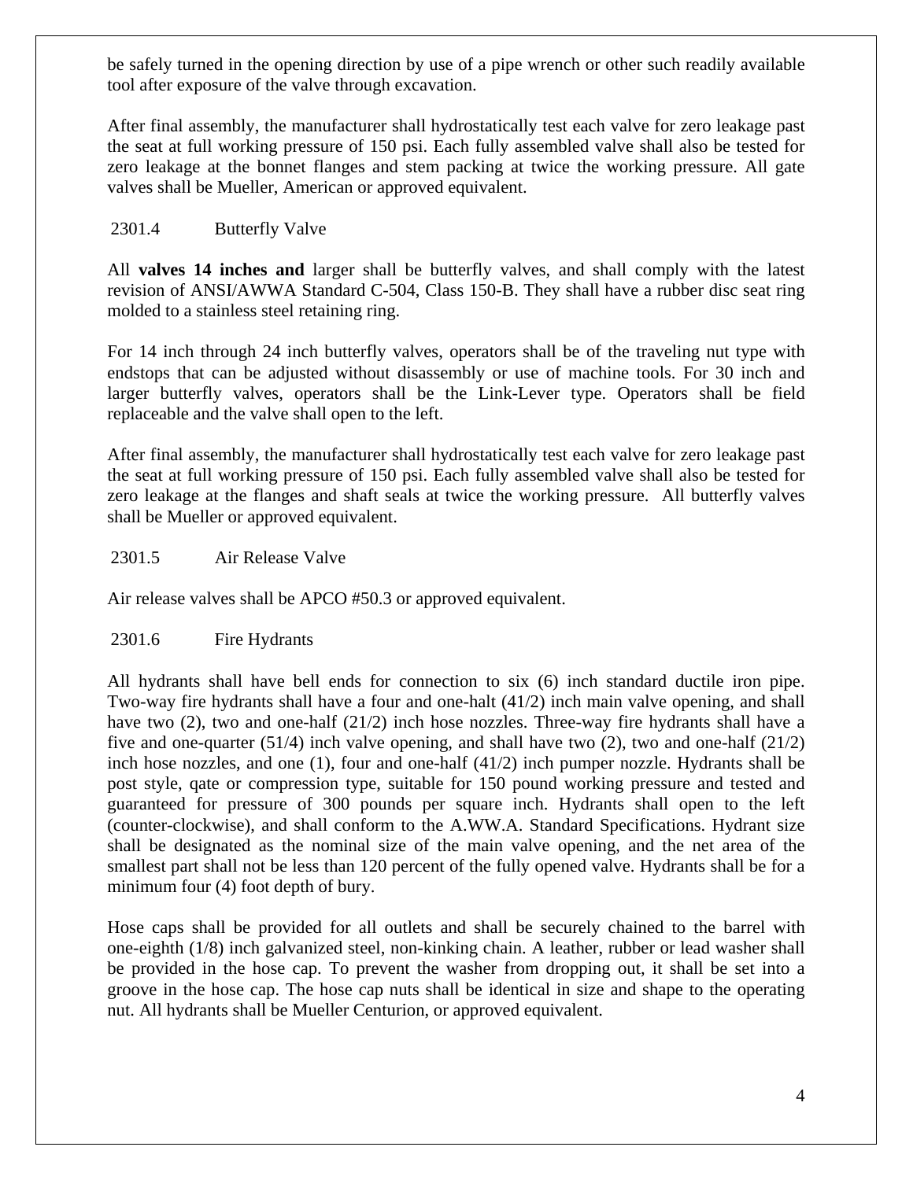be safely turned in the opening direction by use of a pipe wrench or other such readily available tool after exposure of the valve through excavation.

After final assembly, the manufacturer shall hydrostatically test each valve for zero leakage past the seat at full working pressure of 150 psi. Each fully assembled valve shall also be tested for zero leakage at the bonnet flanges and stem packing at twice the working pressure. All gate valves shall be Mueller, American or approved equivalent.

2301.4 Butterfly Valve

All **valves 14 inches and** larger shall be butterfly valves, and shall comply with the latest revision of ANSI/AWWA Standard C-504, Class 150-B. They shall have a rubber disc seat ring molded to a stainless steel retaining ring.

For 14 inch through 24 inch butterfly valves, operators shall be of the traveling nut type with endstops that can be adjusted without disassembly or use of machine tools. For 30 inch and larger butterfly valves, operators shall be the Link-Lever type. Operators shall be field replaceable and the valve shall open to the left.

After final assembly, the manufacturer shall hydrostatically test each valve for zero leakage past the seat at full working pressure of 150 psi. Each fully assembled valve shall also be tested for zero leakage at the flanges and shaft seals at twice the working pressure. All butterfly valves shall be Mueller or approved equivalent.

2301.5 Air Release Valve

Air release valves shall be APCO #50.3 or approved equivalent.

2301.6 Fire Hydrants

All hydrants shall have bell ends for connection to six (6) inch standard ductile iron pipe. Two-way fire hydrants shall have a four and one-halt (41/2) inch main valve opening, and shall have two (2), two and one-half (21/2) inch hose nozzles. Three-way fire hydrants shall have a five and one-quarter (51/4) inch valve opening, and shall have two (2), two and one-half (21/2) inch hose nozzles, and one (1), four and one-half (41/2) inch pumper nozzle. Hydrants shall be post style, qate or compression type, suitable for 150 pound working pressure and tested and guaranteed for pressure of 300 pounds per square inch. Hydrants shall open to the left (counter-clockwise), and shall conform to the A.WW.A. Standard Specifications. Hydrant size shall be designated as the nominal size of the main valve opening, and the net area of the smallest part shall not be less than 120 percent of the fully opened valve. Hydrants shall be for a minimum four (4) foot depth of bury.

Hose caps shall be provided for all outlets and shall be securely chained to the barrel with one-eighth (1/8) inch galvanized steel, non-kinking chain. A leather, rubber or lead washer shall be provided in the hose cap. To prevent the washer from dropping out, it shall be set into a groove in the hose cap. The hose cap nuts shall be identical in size and shape to the operating nut. All hydrants shall be Mueller Centurion, or approved equivalent.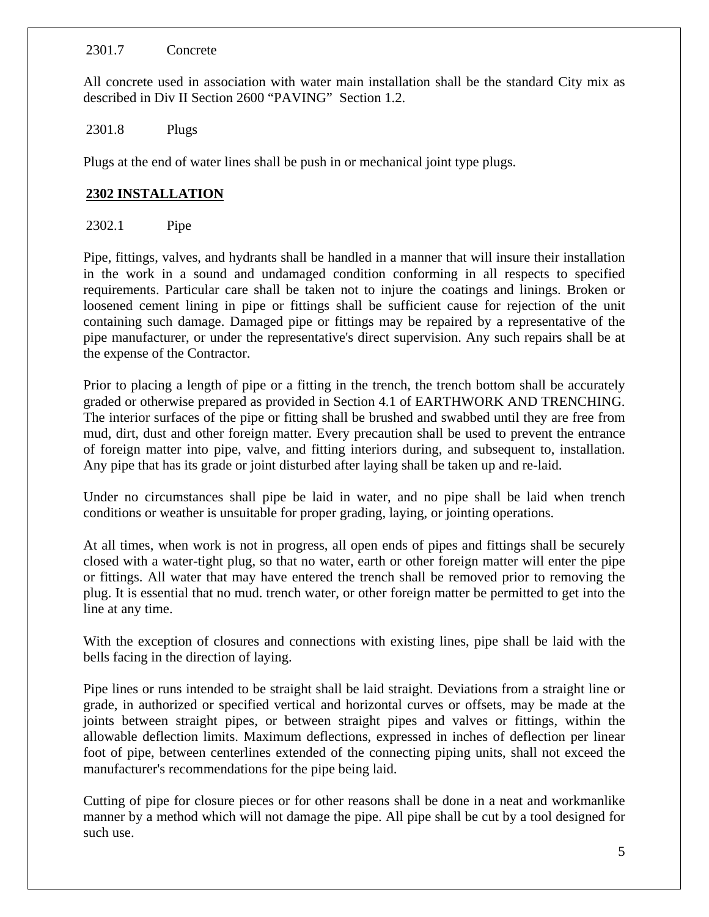2301.7 Concrete

All concrete used in association with water main installation shall be the standard City mix as described in Div II Section 2600 "PAVING" Section 1.2.

2301.8 Plugs

Plugs at the end of water lines shall be push in or mechanical joint type plugs.

## 2302 INSTALLATION

2302.1 Pipe

Pipe, fittings, valves, and hydrants shall be handled in a manner that will insure their installation in the work in a sound and undamaged condition conforming in all respects to specified requirements. Particular care shall be taken not to injure the coatings and linings. Broken or loosened cement lining in pipe or fittings shall be sufficient cause for rejection of the unit containing such damage. Damaged pipe or fittings may be repaired by a representative of the pipe manufacturer, or under the representative's direct supervision. Any such repairs shall be at the expense of the Contractor.

Prior to placing a length of pipe or a fitting in the trench, the trench bottom shall be accurately graded or otherwise prepared as provided in Section 4.1 of EARTHWORK AND TRENCHING. The interior surfaces of the pipe or fitting shall be brushed and swabbed until they are free from mud, dirt, dust and other foreign matter. Every precaution shall be used to prevent the entrance of foreign matter into pipe, valve, and fitting interiors during, and subsequent to, installation. Any pipe that has its grade or joint disturbed after laying shall be taken up and re-laid.

Under no circumstances shall pipe be laid in water, and no pipe shall be laid when trench conditions or weather is unsuitable for proper grading, laying, or jointing operations.

At all times, when work is not in progress, all open ends of pipes and fittings shall be securely closed with a water-tight plug, so that no water, earth or other foreign matter will enter the pipe or fittings. All water that may have entered the trench shall be removed prior to removing the plug. It is essential that no mud. trench water, or other foreign matter be permitted to get into the line at any time.

With the exception of closures and connections with existing lines, pipe shall be laid with the bells facing in the direction of laying.

Pipe lines or runs intended to be straight shall be laid straight. Deviations from a straight line or grade, in authorized or specified vertical and horizontal curves or offsets, may be made at the joints between straight pipes, or between straight pipes and valves or fittings, within the allowable deflection limits. Maximum deflections, expressed in inches of deflection per linear foot of pipe, between centerlines extended of the connecting piping units, shall not exceed the manufacturer's recommendations for the pipe being laid.

Cutting of pipe for closure pieces or for other reasons shall be done in a neat and workmanlike manner by a method which will not damage the pipe. All pipe shall be cut by a tool designed for such use.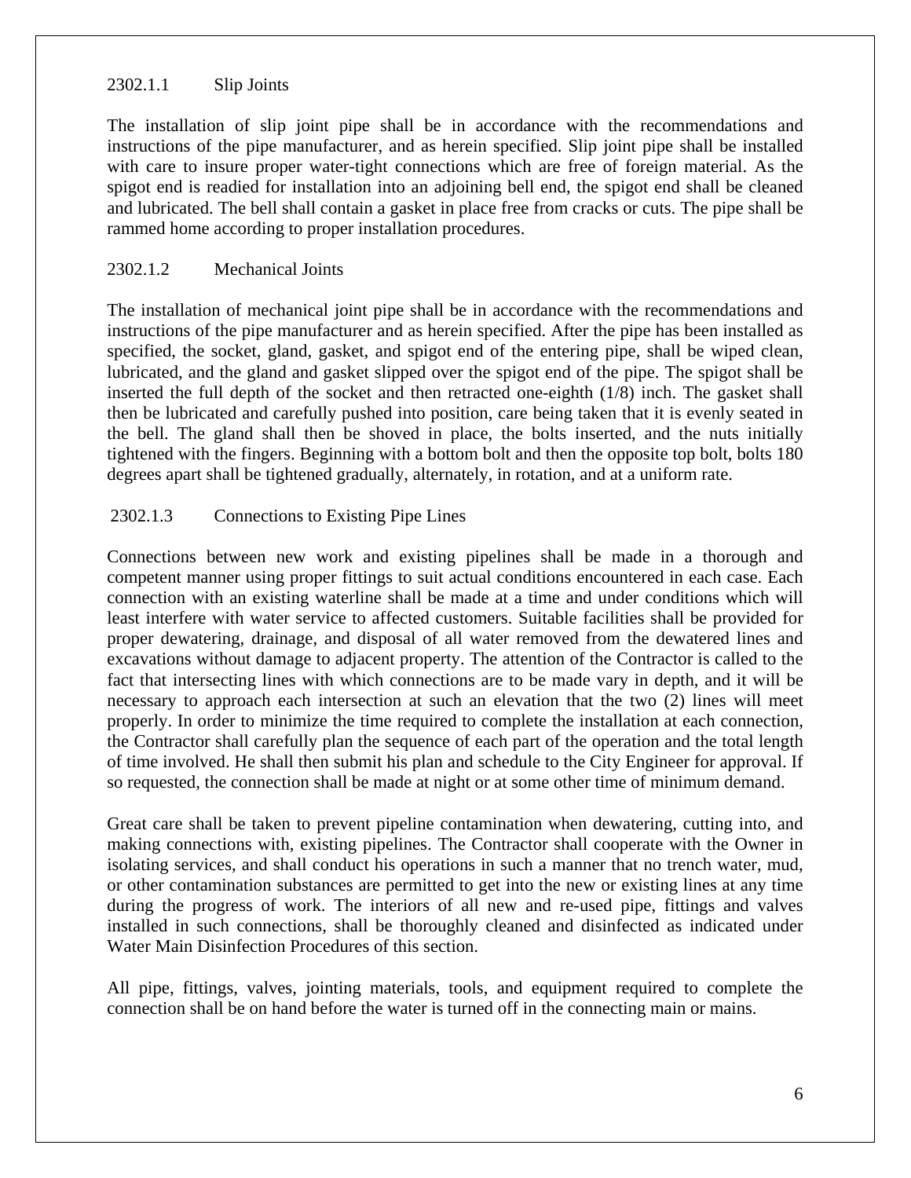### 2302.1.1 Slip Joints

The installation of slip joint pipe shall be in accordance with the recommendations and instructions of the pipe manufacturer, and as herein specified. Slip joint pipe shall be installed with care to insure proper water-tight connections which are free of foreign material. As the spigot end is readied for installation into an adjoining bell end, the spigot end shall be cleaned and lubricated. The bell shall contain a gasket in place free from cracks or cuts. The pipe shall be rammed home according to proper installation procedures.

### 2302.1.2 Mechanical Joints

The installation of mechanical joint pipe shall be in accordance with the recommendations and instructions of the pipe manufacturer and as herein specified. After the pipe has been installed as specified, the socket, gland, gasket, and spigot end of the entering pipe, shall be wiped clean, lubricated, and the gland and gasket slipped over the spigot end of the pipe. The spigot shall be inserted the full depth of the socket and then retracted one-eighth (1/8) inch. The gasket shall then be lubricated and carefully pushed into position, care being taken that it is evenly seated in the bell. The gland shall then be shoved in place, the bolts inserted, and the nuts initially tightened with the fingers. Beginning with a bottom bolt and then the opposite top bolt, bolts 180 degrees apart shall be tightened gradually, alternately, in rotation, and at a uniform rate.

### 2302.1.3 Connections to Existing Pipe Lines

Connections between new work and existing pipelines shall be made in a thorough and competent manner using proper fittings to suit actual conditions encountered in each case. Each connection with an existing waterline shall be made at a time and under conditions which will least interfere with water service to affected customers. Suitable facilities shall be provided for proper dewatering, drainage, and disposal of all water removed from the dewatered lines and excavations without damage to adjacent property. The attention of the Contractor is called to the fact that intersecting lines with which connections are to be made vary in depth, and it will be necessary to approach each intersection at such an elevation that the two (2) lines will meet properly. In order to minimize the time required to complete the installation at each connection, the Contractor shall carefully plan the sequence of each part of the operation and the total length of time involved. He shall then submit his plan and schedule to the City Engineer for approval. If so requested, the connection shall be made at night or at some other time of minimum demand.

Great care shall be taken to prevent pipeline contamination when dewatering, cutting into, and making connections with, existing pipelines. The Contractor shall cooperate with the Owner in isolating services, and shall conduct his operations in such a manner that no trench water, mud, or other contamination substances are permitted to get into the new or existing lines at any time during the progress of work. The interiors of all new and re-used pipe, fittings and valves installed in such connections, shall be thoroughly cleaned and disinfected as indicated under Water Main Disinfection Procedures of this section.

All pipe, fittings, valves, jointing materials, tools, and equipment required to complete the connection shall be on hand before the water is turned off in the connecting main or mains.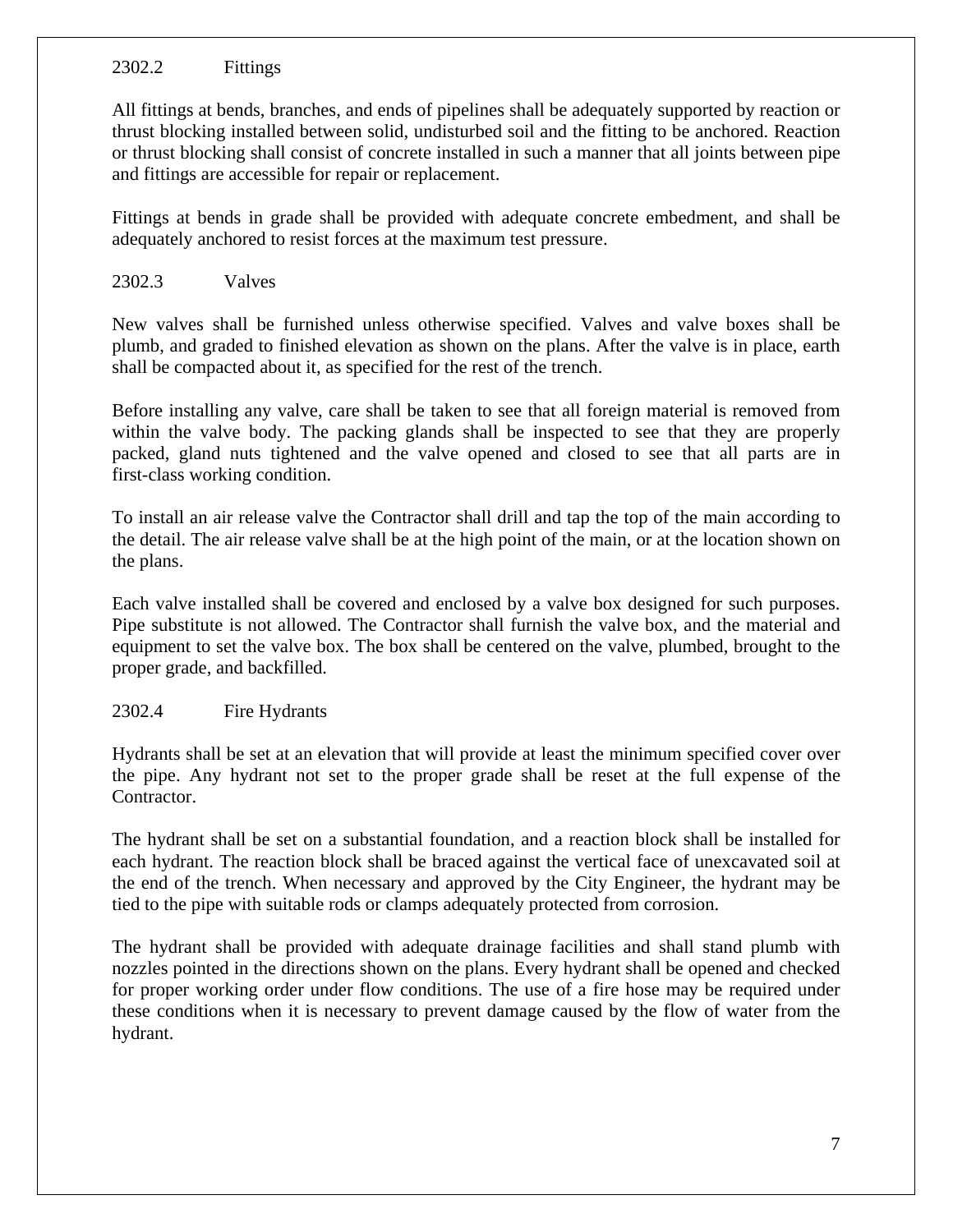### 2302.2 Fittings

All fittings at bends, branches, and ends of pipelines shall be adequately supported by reaction or thrust blocking installed between solid, undisturbed soil and the fitting to be anchored. Reaction or thrust blocking shall consist of concrete installed in such a manner that all joints between pipe and fittings are accessible for repair or replacement.

Fittings at bends in grade shall be provided with adequate concrete embedment, and shall be adequately anchored to resist forces at the maximum test pressure.

### 2302.3 Valves

New valves shall be furnished unless otherwise specified. Valves and valve boxes shall be plumb, and graded to finished elevation as shown on the plans. After the valve is in place, earth shall be compacted about it, as specified for the rest of the trench.

Before installing any valve, care shall be taken to see that all foreign material is removed from within the valve body. The packing glands shall be inspected to see that they are properly packed, gland nuts tightened and the valve opened and closed to see that all parts are in first-class working condition.

To install an air release valve the Contractor shall drill and tap the top of the main according to the detail. The air release valve shall be at the high point of the main, or at the location shown on the plans.

Each valve installed shall be covered and enclosed by a valve box designed for such purposes. Pipe substitute is not allowed. The Contractor shall furnish the valve box, and the material and equipment to set the valve box. The box shall be centered on the valve, plumbed, brought to the proper grade, and backfilled.

### 2302.4 Fire Hydrants

Hydrants shall be set at an elevation that will provide at least the minimum specified cover over the pipe. Any hydrant not set to the proper grade shall be reset at the full expense of the Contractor.

The hydrant shall be set on a substantial foundation, and a reaction block shall be installed for each hydrant. The reaction block shall be braced against the vertical face of unexcavated soil at the end of the trench. When necessary and approved by the City Engineer, the hydrant may be tied to the pipe with suitable rods or clamps adequately protected from corrosion.

The hydrant shall be provided with adequate drainage facilities and shall stand plumb with nozzles pointed in the directions shown on the plans. Every hydrant shall be opened and checked for proper working order under flow conditions. The use of a fire hose may be required under these conditions when it is necessary to prevent damage caused by the flow of water from the hydrant.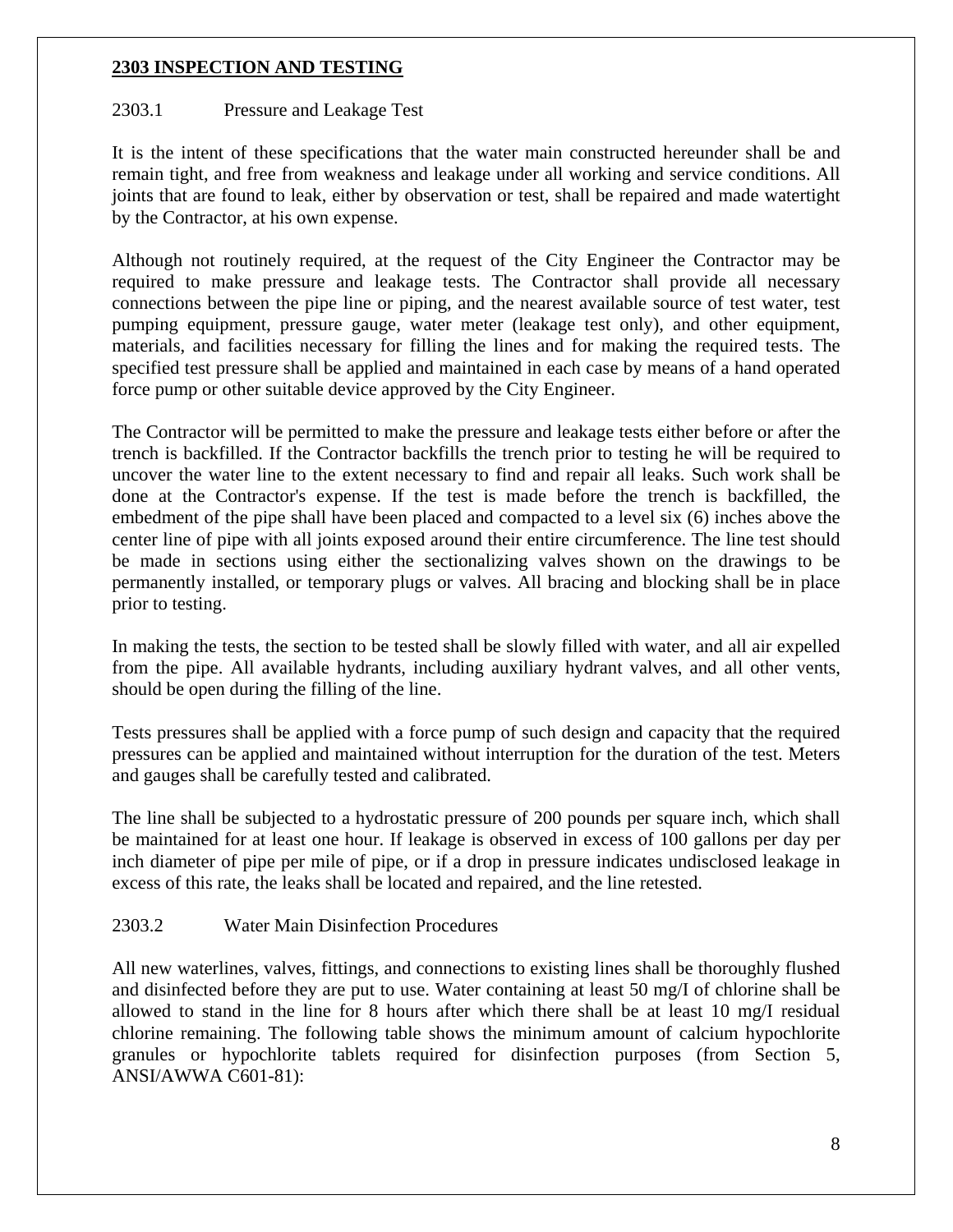## 2303 INSPECTION AND TESTING

### 2303.1 Pressure and Leakage Test

It is the intent of these specifications that the water main constructed hereunder shall be and remain tight, and free from weakness and leakage under all working and service conditions. All joints that are found to leak, either by observation or test, shall be repaired and made watertight by the Contractor, at his own expense.

Although not routinely required, at the request of the City Engineer the Contractor may be required to make pressure and leakage tests. The Contractor shall provide all necessary connections between the pipe line or piping, and the nearest available source of test water, test pumping equipment, pressure gauge, water meter (leakage test only), and other equipment, materials, and facilities necessary for filling the lines and for making the required tests. The specified test pressure shall be applied and maintained in each case by means of a hand operated force pump or other suitable device approved by the City Engineer.

The Contractor will be permitted to make the pressure and leakage tests either before or after the trench is backfilled. If the Contractor backfills the trench prior to testing he will be required to uncover the water line to the extent necessary to find and repair all leaks. Such work shall be done at the Contractor's expense. If the test is made before the trench is backfilled, the embedment of the pipe shall have been placed and compacted to a level six (6) inches above the center line of pipe with all joints exposed around their entire circumference. The line test should be made in sections using either the sectionalizing valves shown on the drawings to be permanently installed, or temporary plugs or valves. All bracing and blocking shall be in place prior to testing.

In making the tests, the section to be tested shall be slowly filled with water, and all air expelled from the pipe. All available hydrants, including auxiliary hydrant valves, and all other vents, should be open during the filling of the line.

Tests pressures shall be applied with a force pump of such design and capacity that the required pressures can be applied and maintained without interruption for the duration of the test. Meters and gauges shall be carefully tested and calibrated.

The line shall be subjected to a hydrostatic pressure of 200 pounds per square inch, which shall be maintained for at least one hour. If leakage is observed in excess of 100 gallons per day per inch diameter of pipe per mile of pipe, or if a drop in pressure indicates undisclosed leakage in excess of this rate, the leaks shall be located and repaired, and the line retested.

### 2303.2 Water Main Disinfection Procedures

All new waterlines, valves, fittings, and connections to existing lines shall be thoroughly flushed and disinfected before they are put to use. Water containing at least 50 mg/l of chlorine shall be allowed to stand in the line for 8 hours after which there shall be at least 10 mg/l residual chlorine remaining. The following table shows the minimum amount of calcium hypochlorite granules or hypochlorite tablets required for disinfection purposes (from Section 5, ANSI/AWWA C601-81):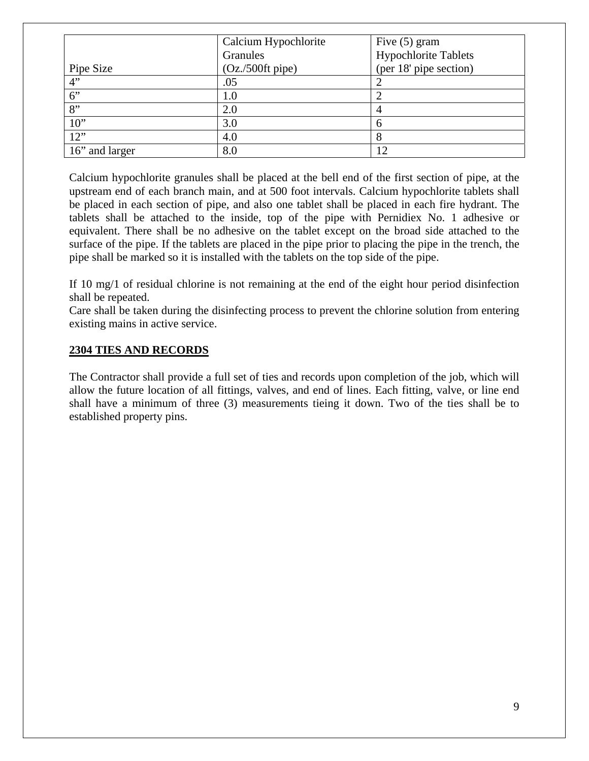| Pipe Size | Calcium Hypochlorite Granules (Oz./500ft pipe) | Five (5) gram Hypochlorite Tablets (per 18' pipe section) |
|---|---|---|
| 4” | .05 | 2 |
| 6” | 1.0 | 2 |
| 8” | 2.0 | 4 |
| 10” | 3.0 | 6 |
| 12” | 4.0 | 8 |
| 16” and larger | 8.0 | 12 |

Calcium hypochlorite granules shall be placed at the bell end of the first section of pipe, at the upstream end of each branch main, and at 500 foot intervals. Calcium hypochlorite tablets shall be placed in each section of pipe, and also one tablet shall be placed in each fire hydrant. The tablets shall be attached to the inside, top of the pipe with Pernidiex No. 1 adhesive or equivalent. There shall be no adhesive on the tablet except on the broad side attached to the surface of the pipe. If the tablets are placed in the pipe prior to placing the pipe in the trench, the pipe shall be marked so it is installed with the tablets on the top side of the pipe.

If 10 mg/1 of residual chlorine is not remaining at the end of the eight hour period disinfection shall be repeated.
Care shall be taken during the disinfecting process to prevent the chlorine solution from entering existing mains in active service.

## 2304 TIES AND RECORDS

The Contractor shall provide a full set of ties and records upon completion of the job, which will allow the future location of all fittings, valves, and end of lines. Each fitting, valve, or line end shall have a minimum of three (3) measurements tieing it down. Two of the ties shall be to established property pins.